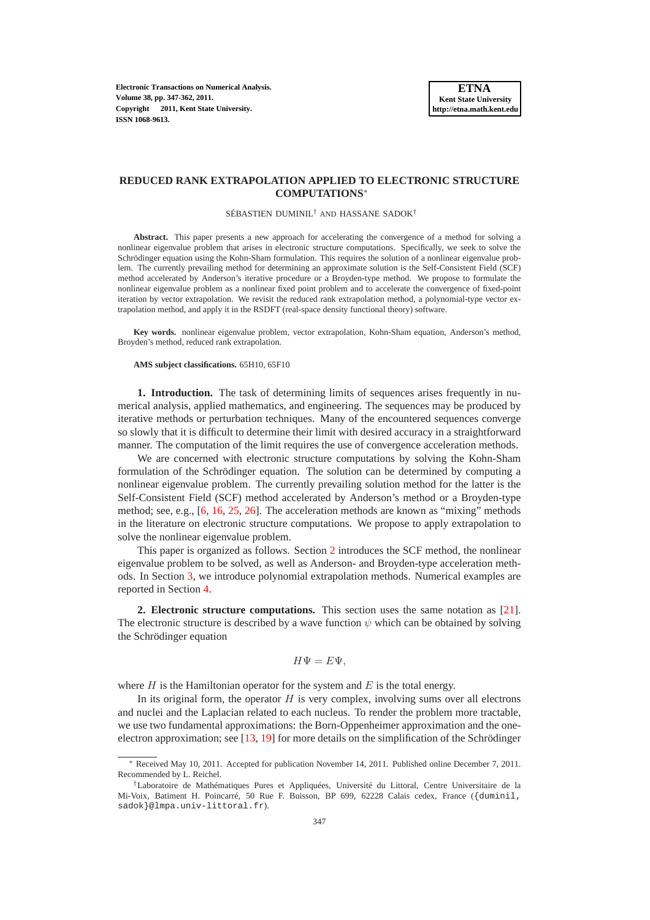# REDUCED RANK EXTRAPOLATION APPLIED TO ELECTRONIC STRUCTURE COMPUTATIONS[*]

SÉBASTIEN DUMINIL[†] AND HASSANE SADOK[†]

**Abstract.** This paper presents a new approach for accelerating the convergence of a method for solving a nonlinear eigenvalue problem that arises in electronic structure computations. Specifically, we seek to solve the Schrödinger equation using the Kohn-Sham formulation. This requires the solution of a nonlinear eigenvalue problem. The currently prevailing method for determining an approximate solution is the Self-Consistent Field (SCF) method accelerated by Anderson's iterative procedure or a Broyden-type method. We propose to formulate the nonlinear eigenvalue problem as a nonlinear fixed point problem and to accelerate the convergence of fixed-point iteration by vector extrapolation. We revisit the reduced rank extrapolation method, a polynomial-type vector extrapolation method, and apply it in the RSDFT (real-space density functional theory) software.

**Key words.** nonlinear eigenvalue problem, vector extrapolation, Kohn-Sham equation, Anderson's method, Broyden's method, reduced rank extrapolation.

**AMS subject classifications.** 65H10, 65F10

## 1. Introduction.

The task of determining limits of sequences arises frequently in numerical analysis, applied mathematics, and engineering. The sequences may be produced by iterative methods or perturbation techniques. Many of the encountered sequences converge so slowly that it is difficult to determine their limit with desired accuracy in a straightforward manner. The computation of the limit requires the use of convergence acceleration methods.

We are concerned with electronic structure computations by solving the Kohn-Sham formulation of the Schrödinger equation. The solution can be determined by computing a nonlinear eigenvalue problem. The currently prevailing solution method for the latter is the Self-Consistent Field (SCF) method accelerated by Anderson's method or a Broyden-type method; see, e.g., [6, 16, 25, 26]. The acceleration methods are known as "mixing" methods in the literature on electronic structure computations. We propose to apply extrapolation to solve the nonlinear eigenvalue problem.

This paper is organized as follows. Section 2 introduces the SCF method, the nonlinear eigenvalue problem to be solved, as well as Anderson- and Broyden-type acceleration methods. In Section 3, we introduce polynomial extrapolation methods. Numerical examples are reported in Section 4.

## 2. Electronic structure computations.

This section uses the same notation as [21]. The electronic structure is described by a wave function $\psi$ which can be obtained by solving the Schrödinger equation

$$H\Psi = E\Psi,$$

where $H$ is the Hamiltonian operator for the system and $E$ is the total energy.

In its original form, the operator $H$ is very complex, involving sums over all electrons and nuclei and the Laplacian related to each nucleus. To render the problem more tractable, we use two fundamental approximations: the Born-Oppenheimer approximation and the one-electron approximation; see [13, 19] for more details on the simplification of the Schrödinger

---

[*] Received May 10, 2011. Accepted for publication November 14, 2011. Published online December 7, 2011. Recommended by L. Reichel.

[†] Laboratoire de Mathématiques Pures et Appliquées, Université du Littoral, Centre Universitaire de la Mi-Voix, Batiment H. Poincarré, 50 Rue F. Buisson, BP 699, 62228 Calais cedex, France ({duminil, sadok}@lmpa.univ-littoral.fr).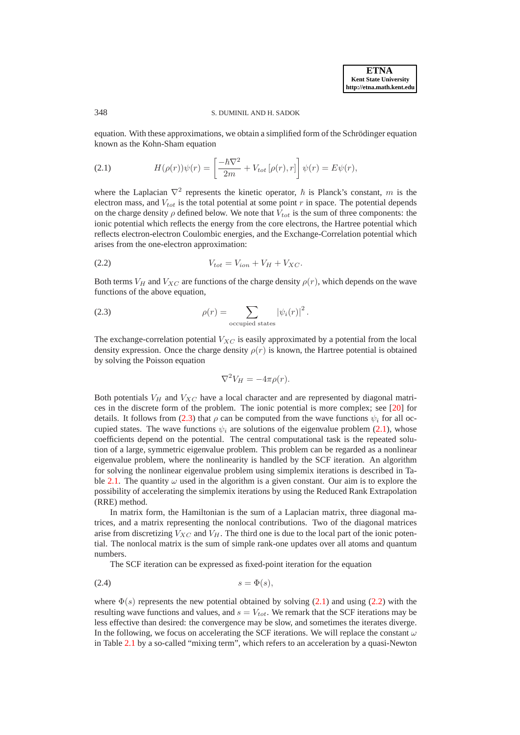equation. With these approximations, we obtain a simplified form of the Schrödinger equation known as the Kohn-Sham equation

$$H(\rho(r))\psi(r) = \left[\frac{-\hbar\nabla^2}{2m} + V_{tot}\left[\rho(r), r\right]\right]\psi(r) = E\psi(r), \tag{2.1}$$

where the Laplacian $\nabla^2$ represents the kinetic operator, $\hbar$ is Planck's constant, $m$ is the electron mass, and $V_{tot}$ is the total potential at some point $r$ in space. The potential depends on the charge density $\rho$ defined below. We note that $V_{tot}$ is the sum of three components: the ionic potential which reflects the energy from the core electrons, the Hartree potential which reflects electron-electron Coulombic energies, and the Exchange-Correlation potential which arises from the one-electron approximation:

$$V_{tot} = V_{ion} + V_H + V_{XC}. \tag{2.2}$$

Both terms $V_H$ and $V_{XC}$ are functions of the charge density $\rho(r)$, which depends on the wave functions of the above equation,

$$\rho(r) = \sum_{\text{occupied states}} |\psi_i(r)|^2. \tag{2.3}$$

The exchange-correlation potential $V_{XC}$ is easily approximated by a potential from the local density expression. Once the charge density $\rho(r)$ is known, the Hartree potential is obtained by solving the Poisson equation

$$\nabla^2 V_H = -4\pi\rho(r).$$

Both potentials $V_H$ and $V_{XC}$ have a local character and are represented by diagonal matrices in the discrete form of the problem. The ionic potential is more complex; see [20] for details. It follows from (2.3) that $\rho$ can be computed from the wave functions $\psi_i$ for all occupied states. The wave functions $\psi_i$ are solutions of the eigenvalue problem (2.1), whose coefficients depend on the potential. The central computational task is the repeated solution of a large, symmetric eigenvalue problem. This problem can be regarded as a nonlinear eigenvalue problem, where the nonlinearity is handled by the SCF iteration. An algorithm for solving the nonlinear eigenvalue problem using simplemix iterations is described in Table 2.1. The quantity $\omega$ used in the algorithm is a given constant. Our aim is to explore the possibility of accelerating the simplemix iterations by using the Reduced Rank Extrapolation (RRE) method.

In matrix form, the Hamiltonian is the sum of a Laplacian matrix, three diagonal matrices, and a matrix representing the nonlocal contributions. Two of the diagonal matrices arise from discretizing $V_{XC}$ and $V_H$. The third one is due to the local part of the ionic potential. The nonlocal matrix is the sum of simple rank-one updates over all atoms and quantum numbers.

The SCF iteration can be expressed as fixed-point iteration for the equation

$$s = \Phi(s), \tag{2.4}$$

where $\Phi(s)$ represents the new potential obtained by solving (2.1) and using (2.2) with the resulting wave functions and values, and $s = V_{tot}$. We remark that the SCF iterations may be less effective than desired: the convergence may be slow, and sometimes the iterates diverge. In the following, we focus on accelerating the SCF iterations. We will replace the constant $\omega$ in Table 2.1 by a so-called "mixing term", which refers to an acceleration by a quasi-Newton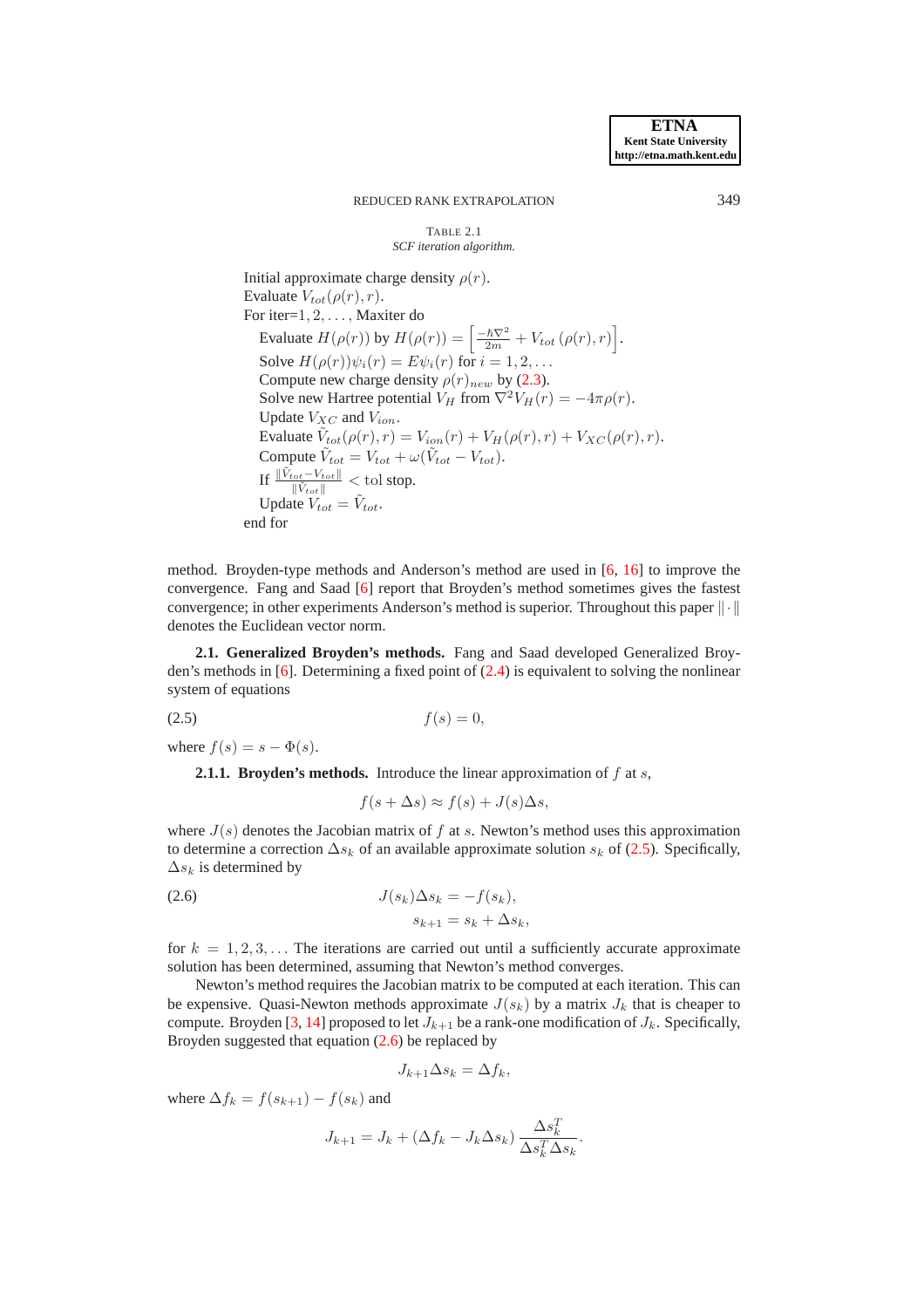TABLE 2.1
*SCF iteration algorithm.*

Initial approximate charge density $\rho(r)$.
Evaluate $V_{tot}(\rho(r), r)$.
For iter=$1, 2, \ldots$, Maxiter do
  Evaluate $H(\rho(r))$ by $H(\rho(r)) = \left[\frac{-\hbar\nabla^2}{2m} + V_{tot}\left(\rho(r), r\right)\right]$.
  Solve $H(\rho(r))\psi_i(r) = E\psi_i(r)$ for $i = 1, 2, \ldots$
  Compute new charge density $\rho(r)_{new}$ by (2.3).
  Solve new Hartree potential $V_H$ from $\nabla^2 V_H(r) = -4\pi\rho(r)$.
  Update $V_{XC}$ and $V_{ion}$.
  Evaluate $\tilde{V}_{tot}(\rho(r), r) = V_{ion}(r) + V_H(\rho(r), r) + V_{XC}(\rho(r), r)$.
  Compute $\tilde{V}_{tot} = V_{tot} + \omega(\tilde{V}_{tot} - V_{tot})$.
  If $\frac{\|\tilde{V}_{tot} - V_{tot}\|}{\|\tilde{V}_{tot}\|} < \text{tol}$ stop.
  Update $V_{tot} = \tilde{V}_{tot}$.
end for

method. Broyden-type methods and Anderson's method are used in [6, 16] to improve the convergence. Fang and Saad [6] report that Broyden's method sometimes gives the fastest convergence; in other experiments Anderson's method is superior. Throughout this paper $\|\cdot\|$ denotes the Euclidean vector norm.

### 2.1. Generalized Broyden's methods.

Fang and Saad developed Generalized Broyden's methods in [6]. Determining a fixed point of (2.4) is equivalent to solving the nonlinear system of equations

$$f(s) = 0, \tag{2.5}$$

where $f(s) = s - \Phi(s)$.

#### 2.1.1. Broyden's methods.

Introduce the linear approximation of $f$ at $s$,

$$f(s + \Delta s) \approx f(s) + J(s)\Delta s,$$

where $J(s)$ denotes the Jacobian matrix of $f$ at $s$. Newton's method uses this approximation to determine a correction $\Delta s_k$ of an available approximate solution $s_k$ of (2.5). Specifically, $\Delta s_k$ is determined by

$$\begin{aligned} J(s_k)\Delta s_k &= -f(s_k), \\ s_{k+1} &= s_k + \Delta s_k, \end{aligned} \tag{2.6}$$

for $k = 1, 2, 3, \ldots$ The iterations are carried out until a sufficiently accurate approximate solution has been determined, assuming that Newton's method converges.

Newton's method requires the Jacobian matrix to be computed at each iteration. This can be expensive. Quasi-Newton methods approximate $J(s_k)$ by a matrix $J_k$ that is cheaper to compute. Broyden [3, 14] proposed to let $J_{k+1}$ be a rank-one modification of $J_k$. Specifically, Broyden suggested that equation (2.6) be replaced by

$$J_{k+1}\Delta s_k = \Delta f_k,$$

where $\Delta f_k = f(s_{k+1}) - f(s_k)$ and

$$J_{k+1} = J_k + (\Delta f_k - J_k \Delta s_k)\frac{\Delta s_k^T}{\Delta s_k^T \Delta s_k}.$$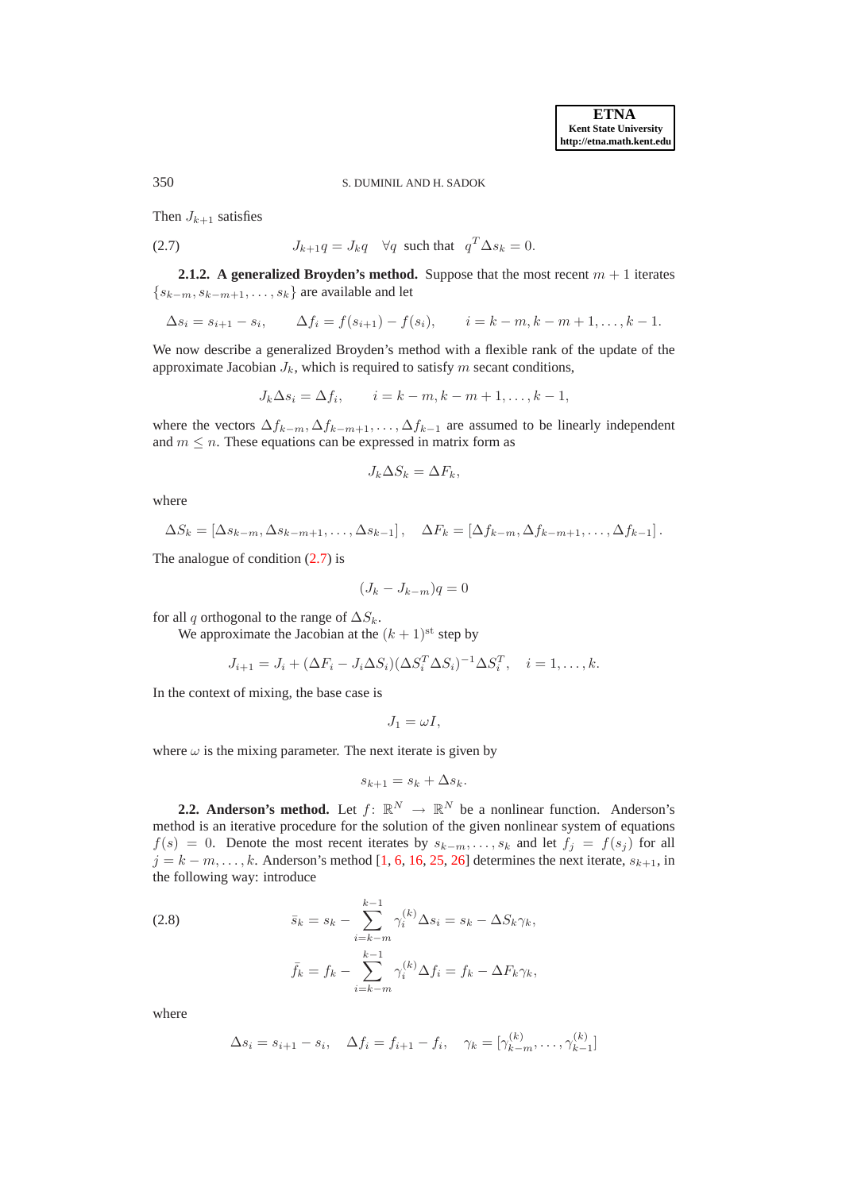Then $J_{k+1}$ satisfies

$$J_{k+1}q = J_k q \quad \forall q \text{ such that } q^T \Delta s_k = 0. \tag{2.7}$$

**2.1.2. A generalized Broyden's method.** Suppose that the most recent $m+1$ iterates $\{s_{k-m}, s_{k-m+1}, \dots, s_k\}$ are available and let

$$\Delta s_i = s_{i+1} - s_i, \qquad \Delta f_i = f(s_{i+1}) - f(s_i), \qquad i = k-m, k-m+1, \dots, k-1.$$

We now describe a generalized Broyden's method with a flexible rank of the update of the approximate Jacobian $J_k$, which is required to satisfy $m$ secant conditions,

$$J_k \Delta s_i = \Delta f_i, \qquad i = k-m, k-m+1, \dots, k-1,$$

where the vectors $\Delta f_{k-m}, \Delta f_{k-m+1}, \dots, \Delta f_{k-1}$ are assumed to be linearly independent and $m \leq n$. These equations can be expressed in matrix form as

$$J_k \Delta S_k = \Delta F_k,$$

where

$$\Delta S_k = [\Delta s_{k-m}, \Delta s_{k-m+1}, \dots, \Delta s_{k-1}], \quad \Delta F_k = [\Delta f_{k-m}, \Delta f_{k-m+1}, \dots, \Delta f_{k-1}].$$

The analogue of condition (2.7) is

$$(J_k - J_{k-m})q = 0$$

for all $q$ orthogonal to the range of $\Delta S_k$.

We approximate the Jacobian at the $(k+1)^{\text{st}}$ step by

$$J_{i+1} = J_i + (\Delta F_i - J_i \Delta S_i)(\Delta S_i^T \Delta S_i)^{-1} \Delta S_i^T, \quad i = 1, \dots, k.$$

In the context of mixing, the base case is

$$J_1 = \omega I,$$

where $\omega$ is the mixing parameter. The next iterate is given by

$$s_{k+1} = s_k + \Delta s_k.$$

**2.2. Anderson's method.** Let $f\colon \mathbb{R}^N \to \mathbb{R}^N$ be a nonlinear function. Anderson's method is an iterative procedure for the solution of the given nonlinear system of equations $f(s) = 0$. Denote the most recent iterates by $s_{k-m}, \dots, s_k$ and let $f_j = f(s_j)$ for all $j = k-m, \dots, k$. Anderson's method [1, 6, 16, 25, 26] determines the next iterate, $s_{k+1}$, in the following way: introduce

$$\begin{aligned}
\bar{s}_k &= s_k - \sum_{i=k-m}^{k-1} \gamma_i^{(k)} \Delta s_i = s_k - \Delta S_k \gamma_k, \\
\bar{f}_k &= f_k - \sum_{i=k-m}^{k-1} \gamma_i^{(k)} \Delta f_i = f_k - \Delta F_k \gamma_k,
\end{aligned} \tag{2.8}$$

where

$$\Delta s_i = s_{i+1} - s_i, \quad \Delta f_i = f_{i+1} - f_i, \quad \gamma_k = [\gamma_{k-m}^{(k)}, \dots, \gamma_{k-1}^{(k)}]$$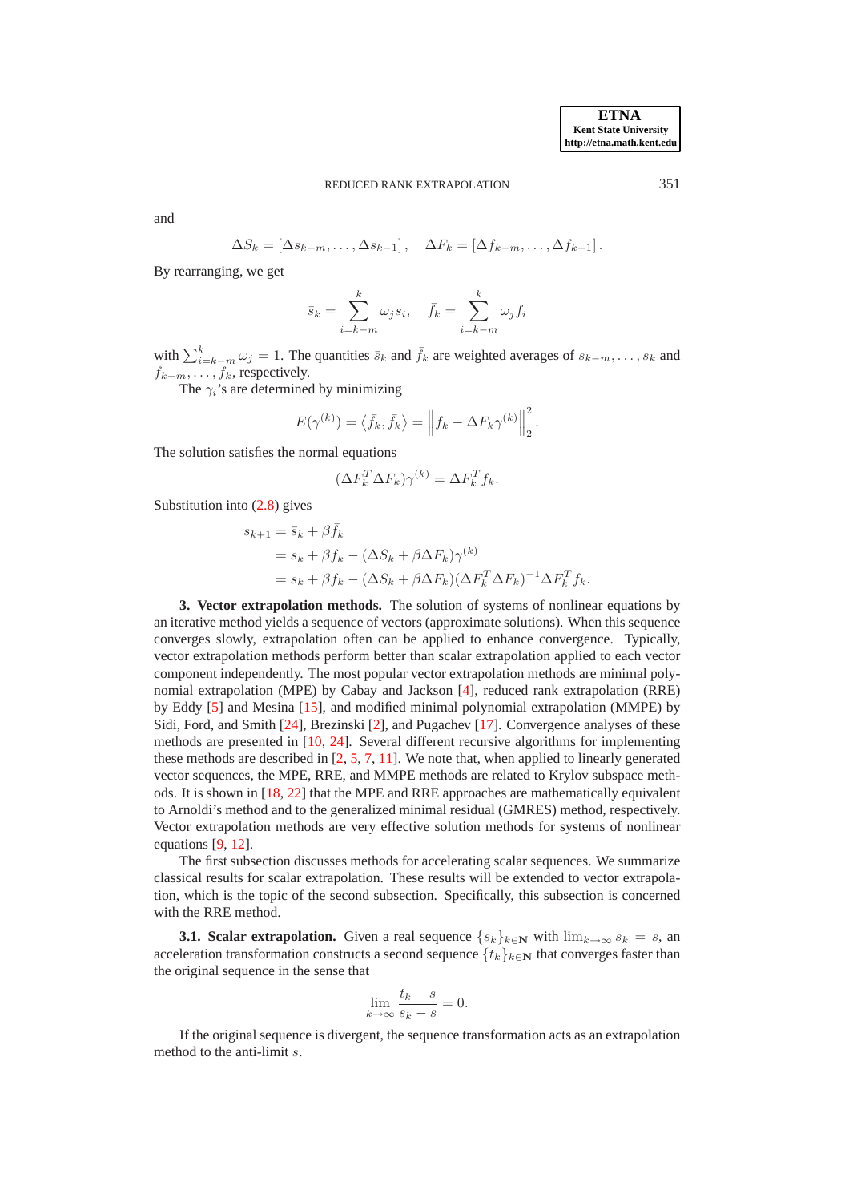and

$$\Delta S_k = [\Delta s_{k-m}, \ldots, \Delta s_{k-1}], \quad \Delta F_k = [\Delta f_{k-m}, \ldots, \Delta f_{k-1}].$$

By rearranging, we get

$$\bar{s}_k = \sum_{i=k-m}^{k} \omega_j s_i, \quad \bar{f}_k = \sum_{i=k-m}^{k} \omega_j f_i$$

with $\sum_{i=k-m}^{k} \omega_j = 1$. The quantities $\bar{s}_k$ and $\bar{f}_k$ are weighted averages of $s_{k-m}, \ldots, s_k$ and $f_{k-m}, \ldots, f_k$, respectively.

The $\gamma_i$'s are determined by minimizing

$$E(\gamma^{(k)}) = \langle \bar{f}_k, \bar{f}_k \rangle = \left\| f_k - \Delta F_k \gamma^{(k)} \right\|_2^2.$$

The solution satisfies the normal equations

$$(\Delta F_k^T \Delta F_k)\gamma^{(k)} = \Delta F_k^T f_k.$$

Substitution into (2.8) gives

$$\begin{aligned} s_{k+1} &= \bar{s}_k + \beta \bar{f}_k \\ &= s_k + \beta f_k - (\Delta S_k + \beta \Delta F_k)\gamma^{(k)} \\ &= s_k + \beta f_k - (\Delta S_k + \beta \Delta F_k)(\Delta F_k^T \Delta F_k)^{-1} \Delta F_k^T f_k. \end{aligned}$$

## 3. Vector extrapolation methods.

The solution of systems of nonlinear equations by an iterative method yields a sequence of vectors (approximate solutions). When this sequence converges slowly, extrapolation often can be applied to enhance convergence. Typically, vector extrapolation methods perform better than scalar extrapolation applied to each vector component independently. The most popular vector extrapolation methods are minimal polynomial extrapolation (MPE) by Cabay and Jackson [4], reduced rank extrapolation (RRE) by Eddy [5] and Mesina [15], and modified minimal polynomial extrapolation (MMPE) by Sidi, Ford, and Smith [24], Brezinski [2], and Pugachev [17]. Convergence analyses of these methods are presented in [10, 24]. Several different recursive algorithms for implementing these methods are described in [2, 5, 7, 11]. We note that, when applied to linearly generated vector sequences, the MPE, RRE, and MMPE methods are related to Krylov subspace methods. It is shown in [18, 22] that the MPE and RRE approaches are mathematically equivalent to Arnoldi's method and to the generalized minimal residual (GMRES) method, respectively. Vector extrapolation methods are very effective solution methods for systems of nonlinear equations [9, 12].

The first subsection discusses methods for accelerating scalar sequences. We summarize classical results for scalar extrapolation. These results will be extended to vector extrapolation, which is the topic of the second subsection. Specifically, this subsection is concerned with the RRE method.

### 3.1. Scalar extrapolation.

Given a real sequence $\{s_k\}_{k \in \mathbf{N}}$ with $\lim_{k\to\infty} s_k = s$, an acceleration transformation constructs a second sequence $\{t_k\}_{k \in \mathbf{N}}$ that converges faster than the original sequence in the sense that

$$\lim_{k\to\infty} \frac{t_k - s}{s_k - s} = 0.$$

If the original sequence is divergent, the sequence transformation acts as an extrapolation method to the anti-limit $s$.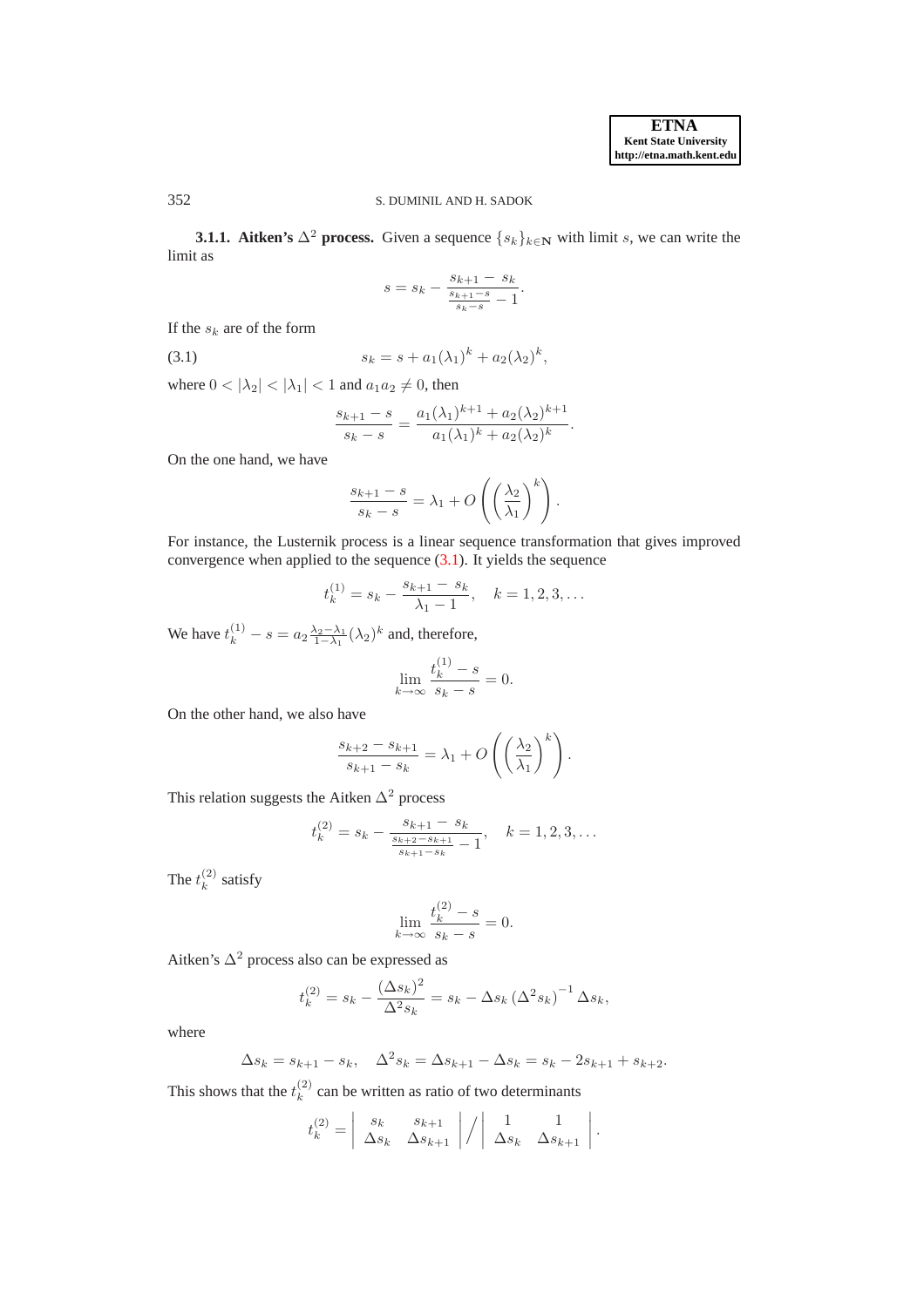**3.1.1. Aitken's $\Delta^2$ process.** Given a sequence $\{s_k\}_{k\in\mathbf{N}}$ with limit $s$, we can write the limit as

$$s = s_k - \frac{s_{k+1} - s_k}{\frac{s_{k+1}-s}{s_k - s} - 1}.$$

If the $s_k$ are of the form

$$s_k = s + a_1(\lambda_1)^k + a_2(\lambda_2)^k, \tag{3.1}$$

where $0 < |\lambda_2| < |\lambda_1| < 1$ and $a_1 a_2 \neq 0$, then

$$\frac{s_{k+1} - s}{s_k - s} = \frac{a_1(\lambda_1)^{k+1} + a_2(\lambda_2)^{k+1}}{a_1(\lambda_1)^k + a_2(\lambda_2)^k}.$$

On the one hand, we have

$$\frac{s_{k+1} - s}{s_k - s} = \lambda_1 + O\left(\left(\frac{\lambda_2}{\lambda_1}\right)^k\right).$$

For instance, the Lusternik process is a linear sequence transformation that gives improved convergence when applied to the sequence (3.1). It yields the sequence

$$t_k^{(1)} = s_k - \frac{s_{k+1} - s_k}{\lambda_1 - 1}, \quad k = 1, 2, 3, \ldots$$

We have $t_k^{(1)} - s = a_2 \frac{\lambda_2 - \lambda_1}{1 - \lambda_1}(\lambda_2)^k$ and, therefore,

$$\lim_{k\to\infty} \frac{t_k^{(1)} - s}{s_k - s} = 0.$$

On the other hand, we also have

$$\frac{s_{k+2} - s_{k+1}}{s_{k+1} - s_k} = \lambda_1 + O\left(\left(\frac{\lambda_2}{\lambda_1}\right)^k\right).$$

This relation suggests the Aitken $\Delta^2$ process

$$t_k^{(2)} = s_k - \frac{s_{k+1} - s_k}{\frac{s_{k+2} - s_{k+1}}{s_{k+1} - s_k} - 1}, \quad k = 1, 2, 3, \ldots$$

The $t_k^{(2)}$ satisfy

$$\lim_{k\to\infty} \frac{t_k^{(2)} - s}{s_k - s} = 0.$$

Aitken's $\Delta^2$ process also can be expressed as

$$t_k^{(2)} = s_k - \frac{(\Delta s_k)^2}{\Delta^2 s_k} = s_k - \Delta s_k \left(\Delta^2 s_k\right)^{-1} \Delta s_k,$$

where

$$\Delta s_k = s_{k+1} - s_k, \quad \Delta^2 s_k = \Delta s_{k+1} - \Delta s_k = s_k - 2s_{k+1} + s_{k+2}.$$

This shows that the $t_k^{(2)}$ can be written as ratio of two determinants

$$t_k^{(2)} = \begin{vmatrix} s_k & s_{k+1} \\ \Delta s_k & \Delta s_{k+1} \end{vmatrix} \Bigg/ \begin{vmatrix} 1 & 1 \\ \Delta s_k & \Delta s_{k+1} \end{vmatrix}.$$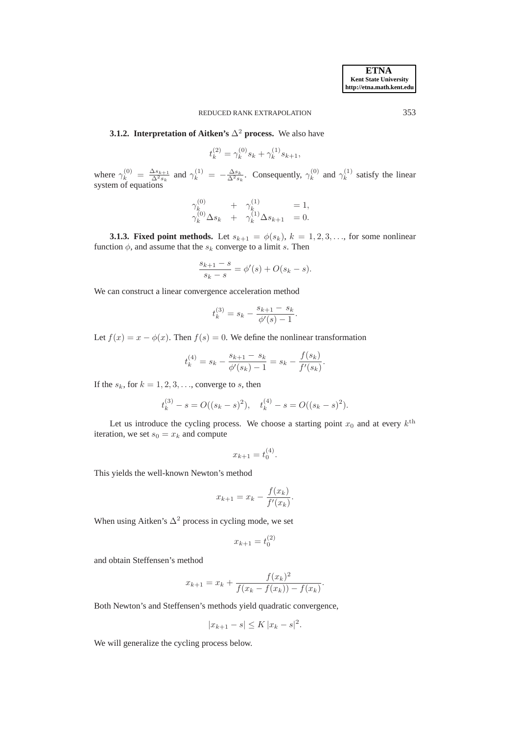**3.1.2. Interpretation of Aitken's $\Delta^2$ process.** We also have

$$t_k^{(2)} = \gamma_k^{(0)} s_k + \gamma_k^{(1)} s_{k+1},$$

where $\gamma_k^{(0)} = \frac{\Delta s_{k+1}}{\Delta^2 s_k}$ and $\gamma_k^{(1)} = -\frac{\Delta s_k}{\Delta^2 s_k}$. Consequently, $\gamma_k^{(0)}$ and $\gamma_k^{(1)}$ satisfy the linear system of equations

$$\begin{array}{lcll} \gamma_k^{(0)} & + & \gamma_k^{(1)} & = 1, \\ \gamma_k^{(0)} \Delta s_k & + & \gamma_k^{(1)} \Delta s_{k+1} & = 0. \end{array}$$

**3.1.3. Fixed point methods.** Let $s_{k+1} = \phi(s_k)$, $k = 1, 2, 3, \ldots$, for some nonlinear function $\phi$, and assume that the $s_k$ converge to a limit $s$. Then

$$\frac{s_{k+1} - s}{s_k - s} = \phi'(s) + O(s_k - s).$$

We can construct a linear convergence acceleration method

$$t_k^{(3)} = s_k - \frac{s_{k+1} - s_k}{\phi'(s) - 1}.$$

Let $f(x) = x - \phi(x)$. Then $f(s) = 0$. We define the nonlinear transformation

$$t_k^{(4)} = s_k - \frac{s_{k+1} - s_k}{\phi'(s_k) - 1} = s_k - \frac{f(s_k)}{f'(s_k)}.$$

If the $s_k$, for $k = 1, 2, 3, \ldots$, converge to $s$, then

$$t_k^{(3)} - s = O((s_k - s)^2), \quad t_k^{(4)} - s = O((s_k - s)^2).$$

Let us introduce the cycling process. We choose a starting point $x_0$ and at every $k^{\text{th}}$ iteration, we set $s_0 = x_k$ and compute

$$x_{k+1} = t_0^{(4)}.$$

This yields the well-known Newton's method

$$x_{k+1} = x_k - \frac{f(x_k)}{f'(x_k)}.$$

When using Aitken's $\Delta^2$ process in cycling mode, we set

$$x_{k+1} = t_0^{(2)}$$

and obtain Steffensen's method

$$x_{k+1} = x_k + \frac{f(x_k)^2}{f(x_k - f(x_k)) - f(x_k)}.$$

Both Newton's and Steffensen's methods yield quadratic convergence,

$$|x_{k+1} - s| \leq K \, |x_k - s|^2.$$

We will generalize the cycling process below.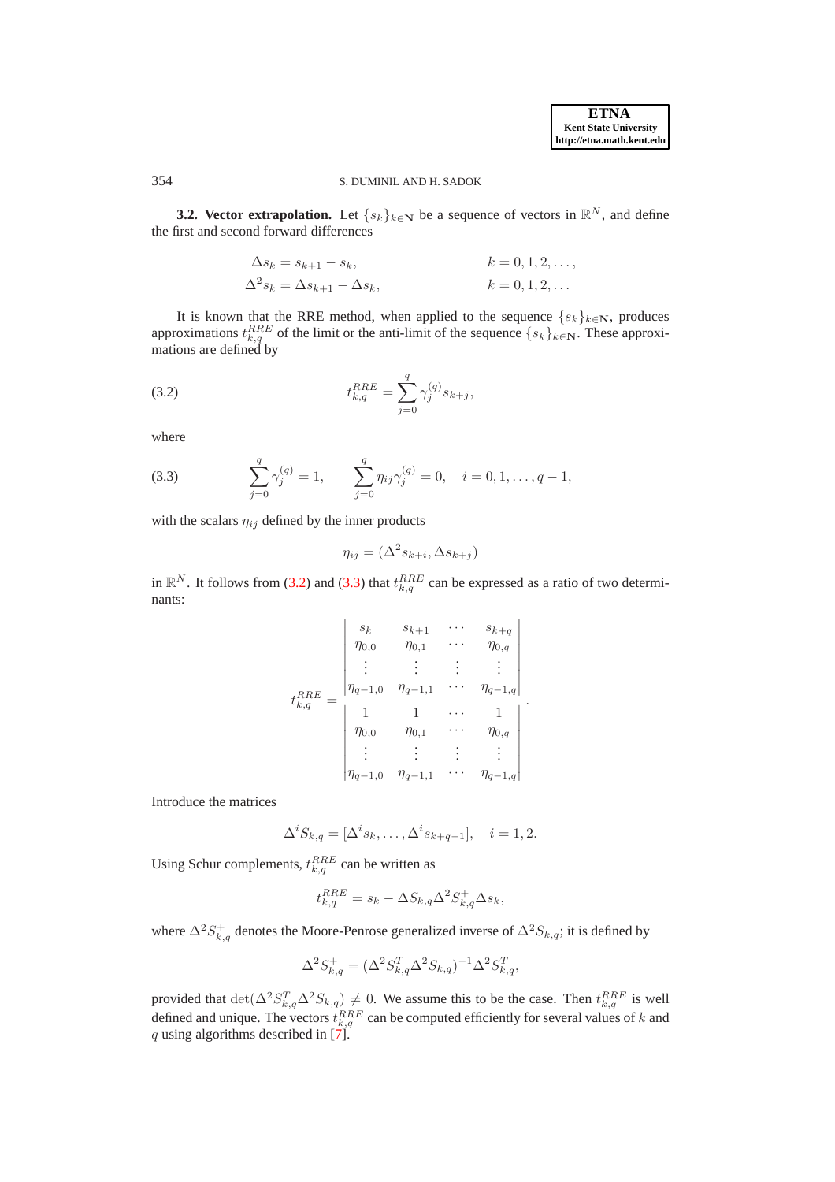**3.2. Vector extrapolation.** Let $\{s_k\}_{k\in\mathbf{N}}$ be a sequence of vectors in $\mathbb{R}^N$, and define the first and second forward differences

$$
\begin{aligned}
\Delta s_k &= s_{k+1} - s_k, \qquad && k = 0,1,2,\ldots,\\
\Delta^2 s_k &= \Delta s_{k+1} - \Delta s_k, \qquad && k = 0,1,2,\ldots
\end{aligned}
$$

It is known that the RRE method, when applied to the sequence $\{s_k\}_{k\in\mathbf{N}}$, produces approximations $t_{k,q}^{RRE}$ of the limit or the anti-limit of the sequence $\{s_k\}_{k\in\mathbf{N}}$. These approximations are defined by

$$
t_{k,q}^{RRE} = \sum_{j=0}^{q} \gamma_j^{(q)} s_{k+j}, \tag{3.2}
$$

where

$$
\sum_{j=0}^{q} \gamma_j^{(q)} = 1, \qquad \sum_{j=0}^{q} \eta_{ij}\gamma_j^{(q)} = 0, \quad i = 0,1,\ldots,q-1, \tag{3.3}
$$

with the scalars $\eta_{ij}$ defined by the inner products

$$
\eta_{ij} = (\Delta^2 s_{k+i}, \Delta s_{k+j})
$$

in $\mathbb{R}^N$. It follows from (3.2) and (3.3) that $t_{k,q}^{RRE}$ can be expressed as a ratio of two determinants:

$$
t_{k,q}^{RRE} = \frac{\begin{vmatrix} s_k & s_{k+1} & \cdots & s_{k+q} \\ \eta_{0,0} & \eta_{0,1} & \cdots & \eta_{0,q} \\ \vdots & \vdots & \vdots & \vdots \\ \eta_{q-1,0} & \eta_{q-1,1} & \cdots & \eta_{q-1,q} \end{vmatrix}}{\begin{vmatrix} 1 & 1 & \cdots & 1 \\ \eta_{0,0} & \eta_{0,1} & \cdots & \eta_{0,q} \\ \vdots & \vdots & \vdots & \vdots \\ \eta_{q-1,0} & \eta_{q-1,1} & \cdots & \eta_{q-1,q} \end{vmatrix}}.
$$

Introduce the matrices

$$
\Delta^i S_{k,q} = [\Delta^i s_k, \ldots, \Delta^i s_{k+q-1}], \quad i = 1,2.
$$

Using Schur complements, $t_{k,q}^{RRE}$ can be written as

$$
t_{k,q}^{RRE} = s_k - \Delta S_{k,q} \Delta^2 S_{k,q}^{+} \Delta s_k,
$$

where $\Delta^2 S_{k,q}^{+}$ denotes the Moore-Penrose generalized inverse of $\Delta^2 S_{k,q}$; it is defined by

$$
\Delta^2 S_{k,q}^{+} = (\Delta^2 S_{k,q}^T \Delta^2 S_{k,q})^{-1} \Delta^2 S_{k,q}^T,
$$

provided that $\det(\Delta^2 S_{k,q}^T \Delta^2 S_{k,q}) \neq 0$. We assume this to be the case. Then $t_{k,q}^{RRE}$ is well defined and unique. The vectors $t_{k,q}^{RRE}$ can be computed efficiently for several values of $k$ and $q$ using algorithms described in [7].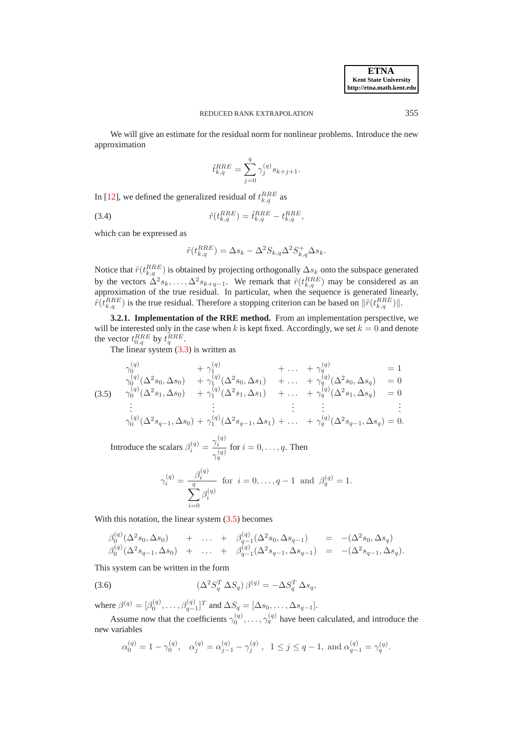We will give an estimate for the residual norm for nonlinear problems. Introduce the new approximation

$$\tilde{t}_{k,q}^{RRE} = \sum_{j=0}^{q} \gamma_j^{(q)} s_{k+j+1}.$$

In [12], we defined the generalized residual of $t_{k,q}^{RRE}$ as

$$\tilde{r}(t_{k,q}^{RRE}) = \tilde{t}_{k,q}^{RRE} - t_{k,q}^{RRE}, \tag{3.4}$$

which can be expressed as

$$\tilde{r}(t_{k,q}^{RRE}) = \Delta s_k - \Delta^2 S_{k,q} \Delta^2 S_{k,q}^{+} \Delta s_k.$$

Notice that $\tilde{r}(t_{k,q}^{RRE})$ is obtained by projecting orthogonally $\Delta s_k$ onto the subspace generated by the vectors $\Delta^2 s_k, \ldots, \Delta^2 s_{k+q-1}$. We remark that $\tilde{r}(t_{k,q}^{RRE})$ may be considered as an approximation of the true residual. In particular, when the sequence is generated linearly, $\tilde{r}(t_{k,q}^{RRE})$ is the true residual. Therefore a stopping criterion can be based on $\|\tilde{r}(t_{k,q}^{RRE})\|$.

**3.2.1. Implementation of the RRE method.** From an implementation perspective, we will be interested only in the case when $k$ is kept fixed. Accordingly, we set $k = 0$ and denote the vector $t_{0,q}^{RRE}$ by $t_q^{RRE}$.

The linear system (3.3) is written as

$$\begin{array}{lllll}
\gamma_0^{(q)} & + \gamma_1^{(q)} & + \ldots & + \gamma_q^{(q)} & = 1 \\
\gamma_0^{(q)} (\Delta^2 s_0, \Delta s_0) & + \gamma_1^{(q)} (\Delta^2 s_0, \Delta s_1) & + \ldots & + \gamma_q^{(q)} (\Delta^2 s_0, \Delta s_q) & = 0 \\
\gamma_0^{(q)} (\Delta^2 s_1, \Delta s_0) & + \gamma_1^{(q)} (\Delta^2 s_1, \Delta s_1) & + \ldots & + \gamma_q^{(q)} (\Delta^2 s_1, \Delta s_q) & = 0 \\
\vdots & \vdots & \vdots & \vdots & \vdots \\
\gamma_0^{(q)} (\Delta^2 s_{q-1}, \Delta s_0) & + \gamma_1^{(q)} (\Delta^2 s_{q-1}, \Delta s_1) & + \ldots & + \gamma_q^{(q)} (\Delta^2 s_{q-1}, \Delta s_q) & = 0.
\end{array} \tag{3.5}$$

Introduce the scalars $\beta_i^{(q)} = \dfrac{\gamma_i^{(q)}}{\gamma_q^{(q)}}$ for $i = 0, \ldots, q$. Then

$$\gamma_i^{(q)} = \frac{\beta_i^{(q)}}{\sum_{i=0}^{q} \beta_i^{(q)}} \quad \text{for} \quad i = 0, \ldots, q-1 \quad \text{and} \quad \beta_q^{(q)} = 1.$$

With this notation, the linear system (3.5) becomes

$$\begin{array}{lllll}
\beta_0^{(q)} (\Delta^2 s_0, \Delta s_0) & + \ldots + & \beta_{q-1}^{(q)} (\Delta^2 s_0, \Delta s_{q-1}) & = & -(\Delta^2 s_0, \Delta s_q) \\
\beta_0^{(q)} (\Delta^2 s_{q-1}, \Delta s_0) & + \ldots + & \beta_{q-1}^{(q)} (\Delta^2 s_{q-1}, \Delta s_{q-1}) & = & -(\Delta^2 s_{q-1}, \Delta s_q).
\end{array}$$

This system can be written in the form

$$(\Delta^2 S_q^T \, \Delta S_q) \, \beta^{(q)} = -\Delta S_q^T \, \Delta s_q, \tag{3.6}$$

where $\beta^{(q)} = [\beta_0^{(q)}, \ldots, \beta_{q-1}^{(q)}]^T$ and $\Delta S_q = [\Delta s_0, \ldots, \Delta s_{q-1}]$.

Assume now that the coefficients $\gamma_0^{(q)}, \ldots, \gamma_q^{(q)}$ have been calculated, and introduce the new variables

$$\alpha_0^{(q)} = 1 - \gamma_0^{(q)}, \quad \alpha_j^{(q)} = \alpha_{j-1}^{(q)} - \gamma_j^{(q)}, \quad 1 \le j \le q-1, \text{ and } \alpha_{q-1}^{(q)} = \gamma_q^{(q)}.$$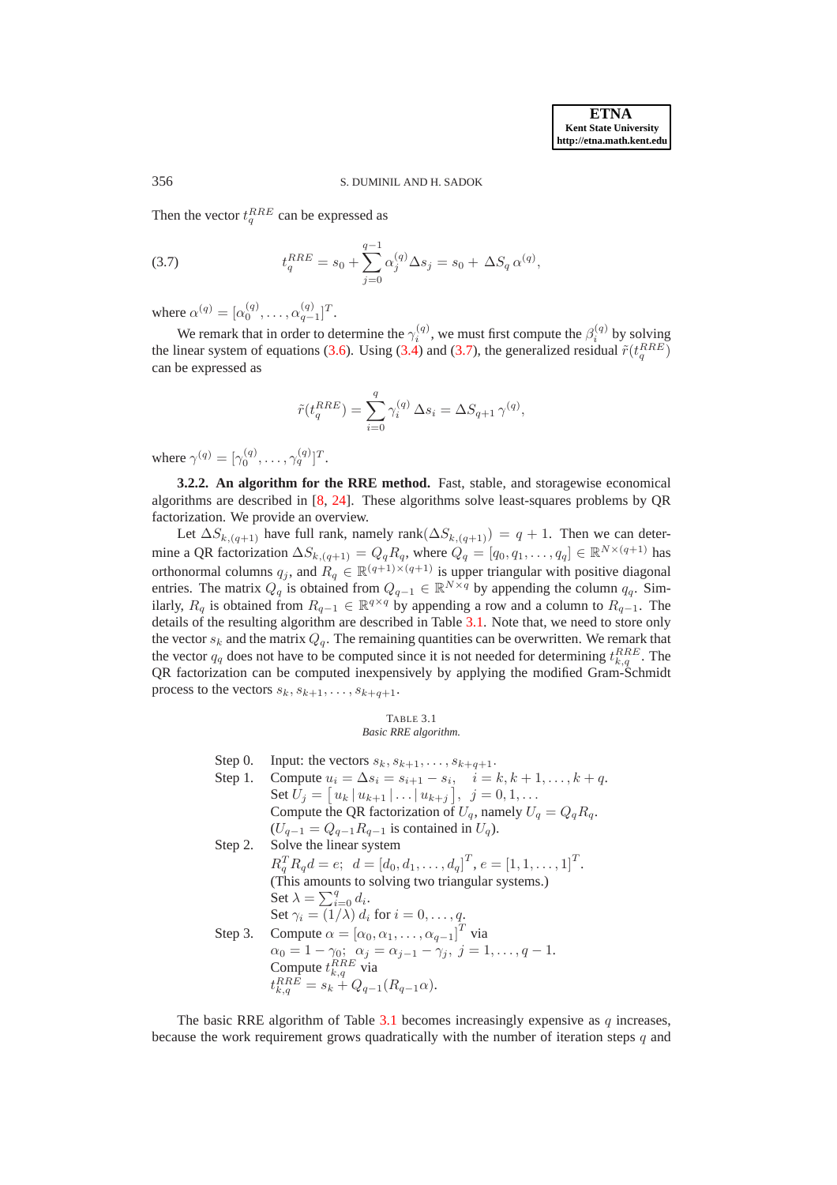Then the vector $t_q^{RRE}$ can be expressed as

$$t_q^{RRE} = s_0 + \sum_{j=0}^{q-1} \alpha_j^{(q)} \Delta s_j = s_0 + \Delta S_q \, \alpha^{(q)}, \tag{3.7}$$

where $\alpha^{(q)} = [\alpha_0^{(q)}, \ldots, \alpha_{q-1}^{(q)}]^T$.

We remark that in order to determine the $\gamma_i^{(q)}$, we must first compute the $\beta_i^{(q)}$ by solving the linear system of equations (3.6). Using (3.4) and (3.7), the generalized residual $\tilde{r}(t_q^{RRE})$ can be expressed as

$$\tilde{r}(t_q^{RRE}) = \sum_{i=0}^{q} \gamma_i^{(q)} \, \Delta s_i = \Delta S_{q+1} \, \gamma^{(q)},$$

where $\gamma^{(q)} = [\gamma_0^{(q)}, \ldots, \gamma_q^{(q)}]^T$.

**3.2.2. An algorithm for the RRE method.** Fast, stable, and storagewise economical algorithms are described in [8, 24]. These algorithms solve least-squares problems by QR factorization. We provide an overview.

Let $\Delta S_{k,(q+1)}$ have full rank, namely $\text{rank}(\Delta S_{k,(q+1)}) = q+1$. Then we can determine a QR factorization $\Delta S_{k,(q+1)} = Q_q R_q$, where $Q_q = [q_0, q_1, \ldots, q_q] \in \mathbb{R}^{N \times (q+1)}$ has orthonormal columns $q_j$, and $R_q \in \mathbb{R}^{(q+1) \times (q+1)}$ is upper triangular with positive diagonal entries. The matrix $Q_q$ is obtained from $Q_{q-1} \in \mathbb{R}^{N \times q}$ by appending the column $q_q$. Similarly, $R_q$ is obtained from $R_{q-1} \in \mathbb{R}^{q \times q}$ by appending a row and a column to $R_{q-1}$. The details of the resulting algorithm are described in Table 3.1. Note that, we need to store only the vector $s_k$ and the matrix $Q_q$. The remaining quantities can be overwritten. We remark that the vector $q_q$ does not have to be computed since it is not needed for determining $t_{k,q}^{RRE}$. The QR factorization can be computed inexpensively by applying the modified Gram-Schmidt process to the vectors $s_k, s_{k+1}, \ldots, s_{k+q+1}$.

TABLE 3.1
*Basic RRE algorithm.*

Step 0. Input: the vectors $s_k, s_{k+1}, \ldots, s_{k+q+1}$.

Step 1. Compute $u_i = \Delta s_i = s_{i+1} - s_i, \quad i = k, k+1, \ldots, k+q$.
Set $U_j = \left[\, u_k \,|\, u_{k+1} \,|\, \ldots \,|\, u_{k+j} \,\right], \;\; j = 0, 1, \ldots$
Compute the QR factorization of $U_q$, namely $U_q = Q_q R_q$.
($U_{q-1} = Q_{q-1} R_{q-1}$ is contained in $U_q$).

Step 2. Solve the linear system
$R_q^T R_q d = e; \;\; d = [d_0, d_1, \ldots, d_q]^T, \; e = [1, 1, \ldots, 1]^T$.
(This amounts to solving two triangular systems.)
Set $\lambda = \sum_{i=0}^{q} d_i$.
Set $\gamma_i = (1/\lambda)\, d_i$ for $i = 0, \ldots, q$.

Step 3. Compute $\alpha = [\alpha_0, \alpha_1, \ldots, \alpha_{q-1}]^T$ via
$\alpha_0 = 1 - \gamma_0; \;\; \alpha_j = \alpha_{j-1} - \gamma_j, \; j = 1, \ldots, q-1$.
Compute $t_{k,q}^{RRE}$ via
$t_{k,q}^{RRE} = s_k + Q_{q-1}(R_{q-1}\alpha)$.

The basic RRE algorithm of Table 3.1 becomes increasingly expensive as $q$ increases, because the work requirement grows quadratically with the number of iteration steps $q$ and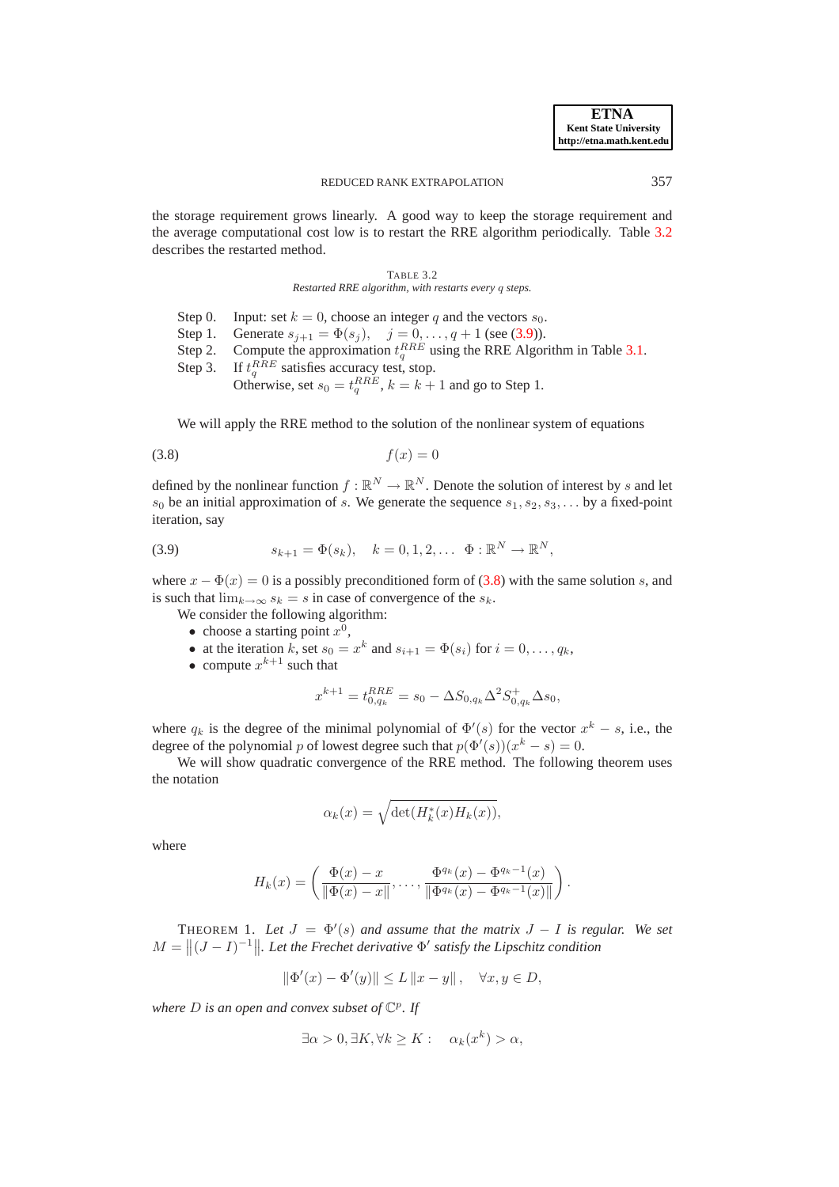the storage requirement grows linearly. A good way to keep the storage requirement and the average computational cost low is to restart the RRE algorithm periodically. Table 3.2 describes the restarted method.

TABLE 3.2
*Restarted RRE algorithm, with restarts every $q$ steps.*

Step 0. Input: set $k = 0$, choose an integer $q$ and the vectors $s_0$.
Step 1. Generate $s_{j+1} = \Phi(s_j)$, $\quad j = 0, \ldots, q+1$ (see (3.9)).
Step 2. Compute the approximation $t_q^{RRE}$ using the RRE Algorithm in Table 3.1.
Step 3. If $t_q^{RRE}$ satisfies accuracy test, stop.
Otherwise, set $s_0 = t_q^{RRE}$, $k = k+1$ and go to Step 1.

We will apply the RRE method to the solution of the nonlinear system of equations

$$f(x) = 0 \tag{3.8}$$

defined by the nonlinear function $f : \mathbb{R}^N \to \mathbb{R}^N$. Denote the solution of interest by $s$ and let $s_0$ be an initial approximation of $s$. We generate the sequence $s_1, s_2, s_3, \ldots$ by a fixed-point iteration, say

$$s_{k+1} = \Phi(s_k), \quad k = 0, 1, 2, \ldots \quad \Phi : \mathbb{R}^N \to \mathbb{R}^N, \tag{3.9}$$

where $x - \Phi(x) = 0$ is a possibly preconditioned form of (3.8) with the same solution $s$, and is such that $\lim_{k\to\infty} s_k = s$ in case of convergence of the $s_k$.

We consider the following algorithm:

- choose a starting point $x^0$,
- at the iteration $k$, set $s_0 = x^k$ and $s_{i+1} = \Phi(s_i)$ for $i = 0, \ldots, q_k$,
- compute $x^{k+1}$ such that

$$x^{k+1} = t_{0,q_k}^{RRE} = s_0 - \Delta S_{0,q_k} \Delta^2 S_{0,q_k}^{+} \Delta s_0,$$

where $q_k$ is the degree of the minimal polynomial of $\Phi'(s)$ for the vector $x^k - s$, i.e., the degree of the polynomial $p$ of lowest degree such that $p(\Phi'(s))(x^k - s) = 0$.

We will show quadratic convergence of the RRE method. The following theorem uses the notation

$$\alpha_k(x) = \sqrt{\det(H_k^*(x) H_k(x))},$$

where

$$H_k(x) = \left( \frac{\Phi(x) - x}{\|\Phi(x) - x\|}, \ldots, \frac{\Phi^{q_k}(x) - \Phi^{q_k - 1}(x)}{\|\Phi^{q_k}(x) - \Phi^{q_k-1}(x)\|} \right).$$

THEOREM 1. *Let $J = \Phi'(s)$ and assume that the matrix $J - I$ is regular. We set $M = \left\|(J - I)^{-1}\right\|$. Let the Frechet derivative $\Phi'$ satisfy the Lipschitz condition*

$$\|\Phi'(x) - \Phi'(y)\| \leq L \|x - y\|, \quad \forall x, y \in D,$$

*where $D$ is an open and convex subset of $\mathbb{C}^p$. If*

$$\exists \alpha > 0, \exists K, \forall k \geq K : \quad \alpha_k(x^k) > \alpha,$$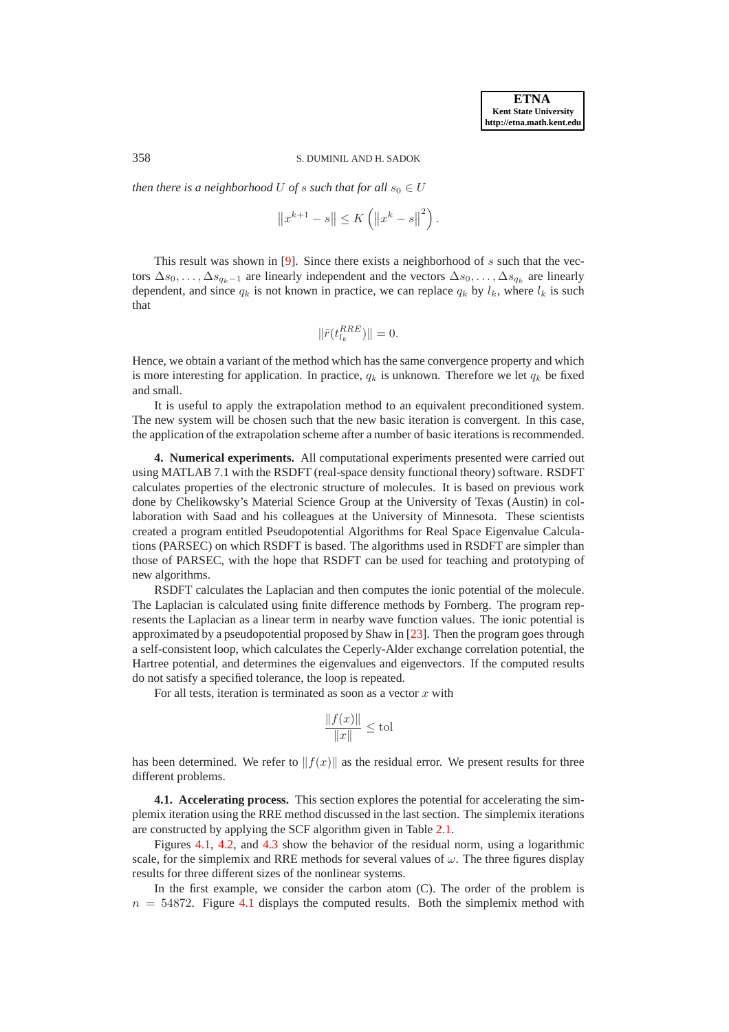*then there is a neighborhood $U$ of $s$ such that for all $s_0 \in U$*

$$\|x^{k+1} - s\| \leq K \left(\|x^k - s\|^2\right).$$

This result was shown in [9]. Since there exists a neighborhood of $s$ such that the vectors $\Delta s_0, \ldots, \Delta s_{q_k - 1}$ are linearly independent and the vectors $\Delta s_0, \ldots, \Delta s_{q_k}$ are linearly dependent, and since $q_k$ is not known in practice, we can replace $q_k$ by $l_k$, where $l_k$ is such that

$$\|\tilde{r}(t_{l_k}^{RRE})\| = 0.$$

Hence, we obtain a variant of the method which has the same convergence property and which is more interesting for application. In practice, $q_k$ is unknown. Therefore we let $q_k$ be fixed and small.

It is useful to apply the extrapolation method to an equivalent preconditioned system. The new system will be chosen such that the new basic iteration is convergent. In this case, the application of the extrapolation scheme after a number of basic iterations is recommended.

## 4. Numerical experiments.

All computational experiments presented were carried out using MATLAB 7.1 with the RSDFT (real-space density functional theory) software. RSDFT calculates properties of the electronic structure of molecules. It is based on previous work done by Chelikowsky's Material Science Group at the University of Texas (Austin) in collaboration with Saad and his colleagues at the University of Minnesota. These scientists created a program entitled Pseudopotential Algorithms for Real Space Eigenvalue Calculations (PARSEC) on which RSDFT is based. The algorithms used in RSDFT are simpler than those of PARSEC, with the hope that RSDFT can be used for teaching and prototyping of new algorithms.

RSDFT calculates the Laplacian and then computes the ionic potential of the molecule. The Laplacian is calculated using finite difference methods by Fornberg. The program represents the Laplacian as a linear term in nearby wave function values. The ionic potential is approximated by a pseudopotential proposed by Shaw in [23]. Then the program goes through a self-consistent loop, which calculates the Ceperly-Alder exchange correlation potential, the Hartree potential, and determines the eigenvalues and eigenvectors. If the computed results do not satisfy a specified tolerance, the loop is repeated.

For all tests, iteration is terminated as soon as a vector $x$ with

$$\frac{\|f(x)\|}{\|x\|} \leq \text{tol}$$

has been determined. We refer to $\|f(x)\|$ as the residual error. We present results for three different problems.

### 4.1. Accelerating process.

This section explores the potential for accelerating the simplemix iteration using the RRE method discussed in the last section. The simplemix iterations are constructed by applying the SCF algorithm given in Table 2.1.

Figures 4.1, 4.2, and 4.3 show the behavior of the residual norm, using a logarithmic scale, for the simplemix and RRE methods for several values of $\omega$. The three figures display results for three different sizes of the nonlinear systems.

In the first example, we consider the carbon atom (C). The order of the problem is $n = 54872$. Figure 4.1 displays the computed results. Both the simplemix method with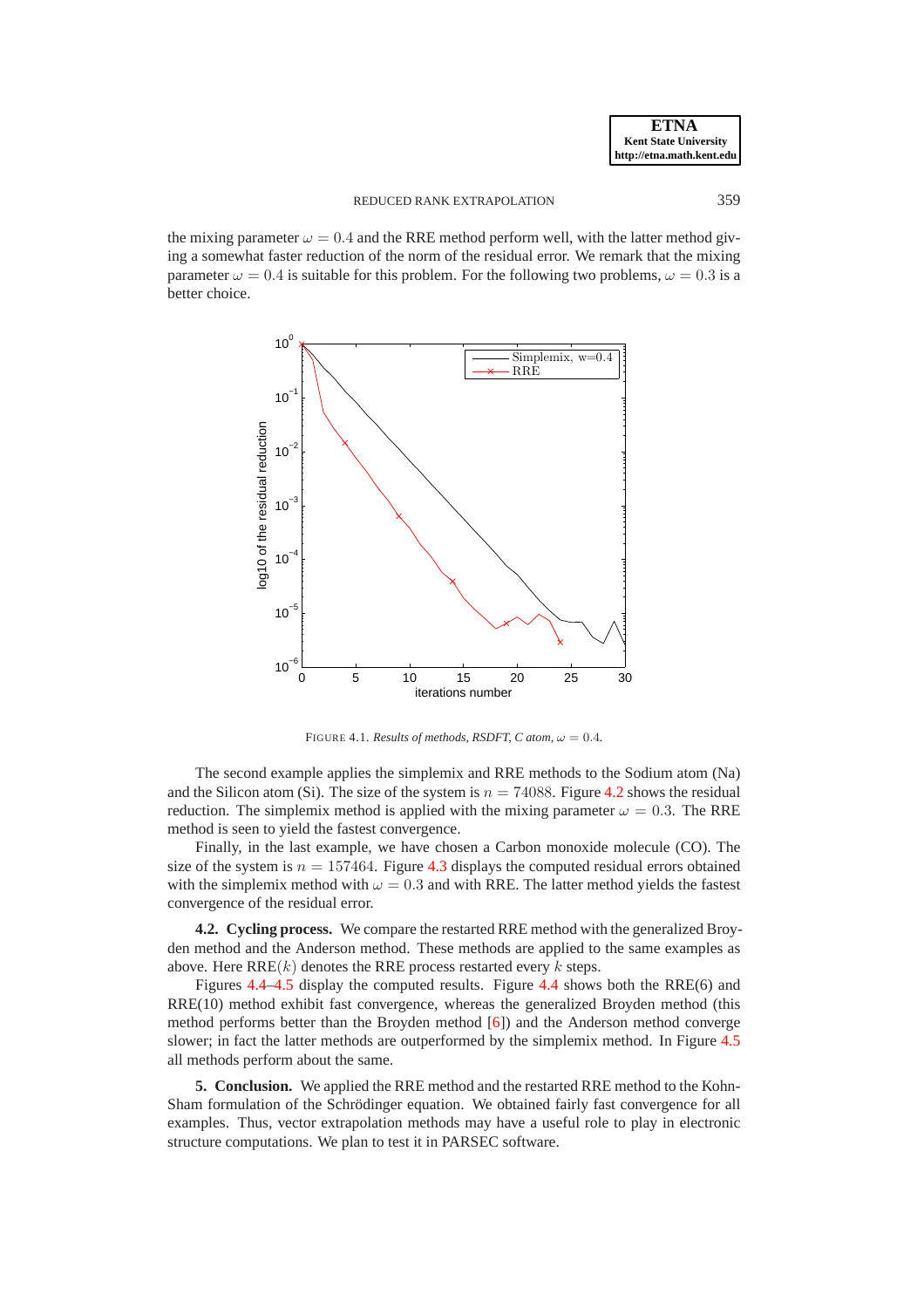the mixing parameter $\omega = 0.4$ and the RRE method perform well, with the latter method giving a somewhat faster reduction of the norm of the residual error. We remark that the mixing parameter $\omega = 0.4$ is suitable for this problem. For the following two problems, $\omega = 0.3$ is a better choice.

FIGURE 4.1. *Results of methods, RSDFT, C atom, $\omega = 0.4$.*

The second example applies the simplemix and RRE methods to the Sodium atom (Na) and the Silicon atom (Si). The size of the system is $n = 74088$. Figure 4.2 shows the residual reduction. The simplemix method is applied with the mixing parameter $\omega = 0.3$. The RRE method is seen to yield the fastest convergence.

Finally, in the last example, we have chosen a Carbon monoxide molecule (CO). The size of the system is $n = 157464$. Figure 4.3 displays the computed residual errors obtained with the simplemix method with $\omega = 0.3$ and with RRE. The latter method yields the fastest convergence of the residual error.

**4.2. Cycling process.** We compare the restarted RRE method with the generalized Broyden method and the Anderson method. These methods are applied to the same examples as above. Here RRE($k$) denotes the RRE process restarted every $k$ steps.

Figures 4.4–4.5 display the computed results. Figure 4.4 shows both the RRE(6) and RRE(10) method exhibit fast convergence, whereas the generalized Broyden method (this method performs better than the Broyden method [6]) and the Anderson method converge slower; in fact the latter methods are outperformed by the simplemix method. In Figure 4.5 all methods perform about the same.

**5. Conclusion.** We applied the RRE method and the restarted RRE method to the Kohn-Sham formulation of the Schrödinger equation. We obtained fairly fast convergence for all examples. Thus, vector extrapolation methods may have a useful role to play in electronic structure computations. We plan to test it in PARSEC software.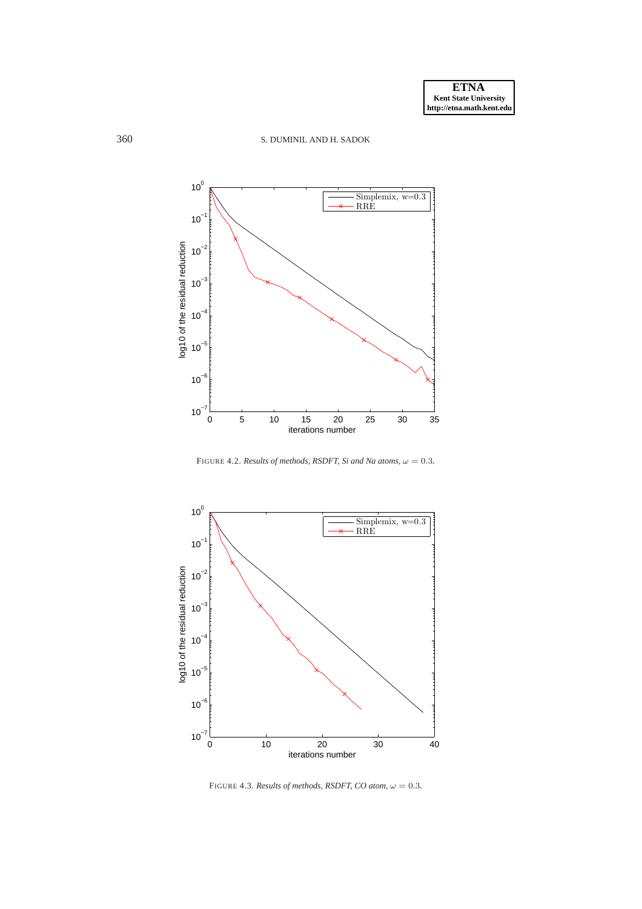FIGURE 4.2. *Results of methods, RSDFT, Si and Na atoms, $\omega = 0.3$.*

FIGURE 4.3. *Results of methods, RSDFT, CO atom, $\omega = 0.3$.*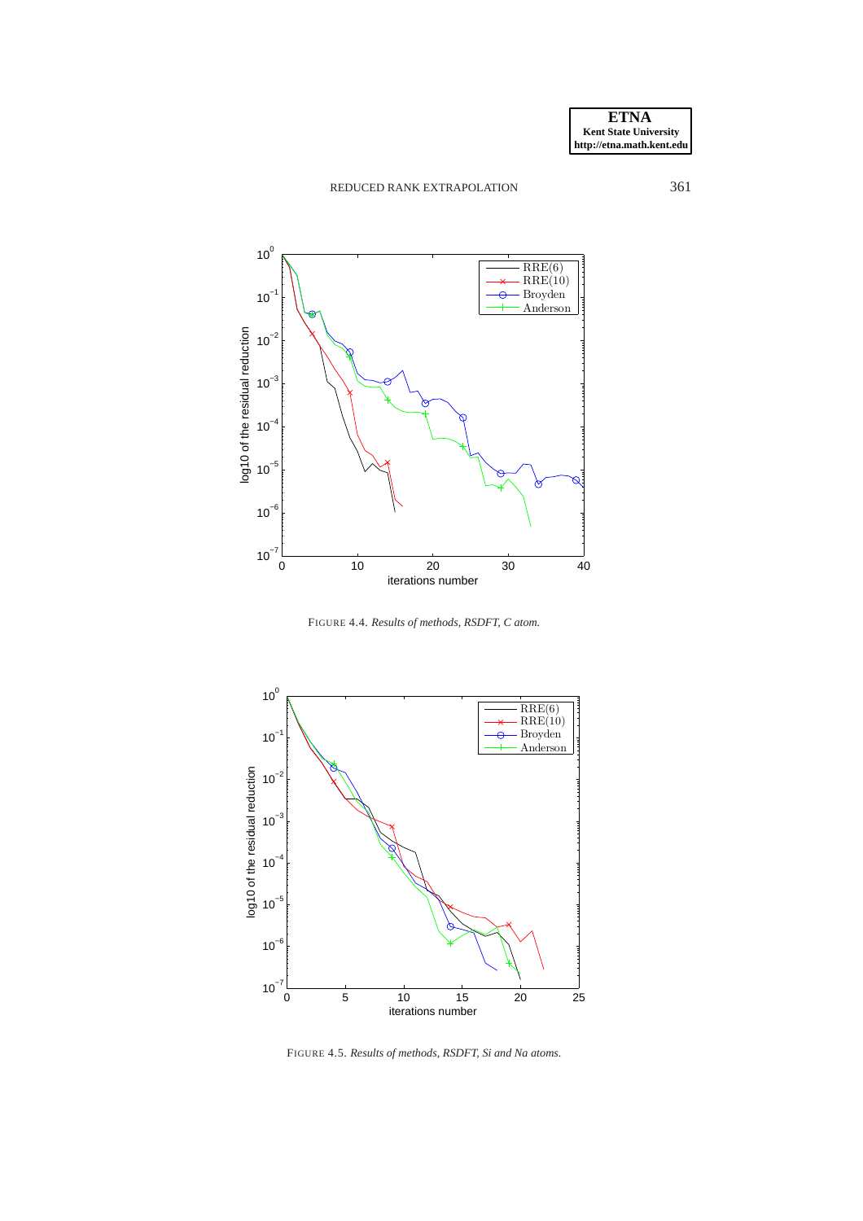FIGURE 4.4. *Results of methods, RSDFT, C atom.*

FIGURE 4.5. *Results of methods, RSDFT, Si and Na atoms.*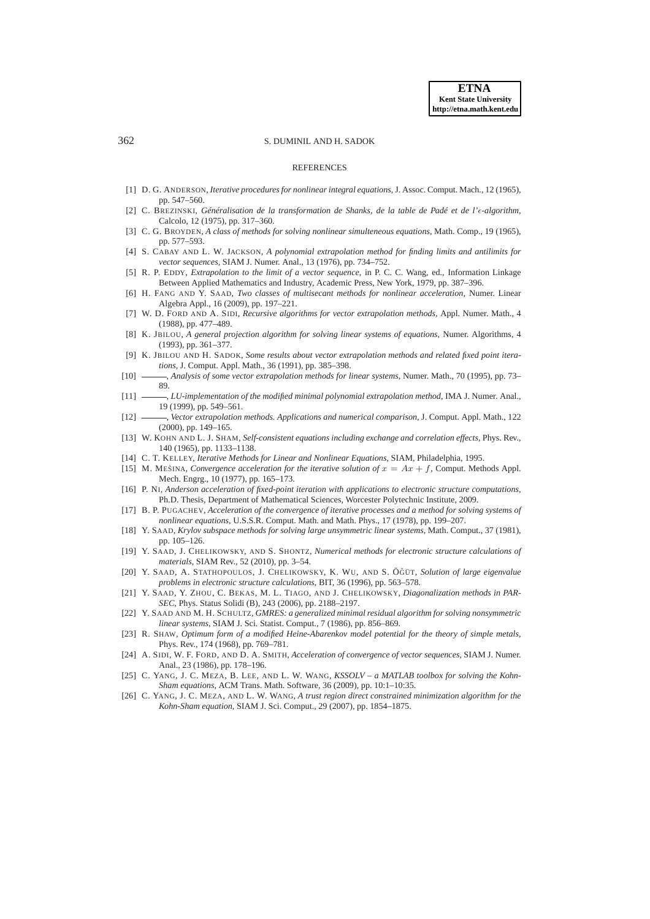## REFERENCES

[1] D. G. ANDERSON, *Iterative procedures for nonlinear integral equations*, J. Assoc. Comput. Mach., 12 (1965), pp. 547–560.

[2] C. BREZINSKI, *Généralisation de la transformation de Shanks, de la table de Padé et de l'$\epsilon$-algorithm*, Calcolo, 12 (1975), pp. 317–360.

[3] C. G. BROYDEN, *A class of methods for solving nonlinear simulteneous equations*, Math. Comp., 19 (1965), pp. 577–593.

[4] S. CABAY AND L. W. JACKSON, *A polynomial extrapolation method for finding limits and antilimits for vector sequences*, SIAM J. Numer. Anal., 13 (1976), pp. 734–752.

[5] R. P. EDDY, *Extrapolation to the limit of a vector sequence*, in P. C. C. Wang, ed., Information Linkage Between Applied Mathematics and Industry, Academic Press, New York, 1979, pp. 387–396.

[6] H. FANG AND Y. SAAD, *Two classes of multisecant methods for nonlinear acceleration*, Numer. Linear Algebra Appl., 16 (2009), pp. 197–221.

[7] W. D. FORD AND A. SIDI, *Recursive algorithms for vector extrapolation methods*, Appl. Numer. Math., 4 (1988), pp. 477–489.

[8] K. JBILOU, *A general projection algorithm for solving linear systems of equations*, Numer. Algorithms, 4 (1993), pp. 361–377.

[9] K. JBILOU AND H. SADOK, *Some results about vector extrapolation methods and related fixed point iterations*, J. Comput. Appl. Math., 36 (1991), pp. 385–398.

[10] ———, *Analysis of some vector extrapolation methods for linear systems*, Numer. Math., 70 (1995), pp. 73–89.

[11] ———, *LU-implementation of the modified minimal polynomial extrapolation method*, IMA J. Numer. Anal., 19 (1999), pp. 549–561.

[12] ———, *Vector extrapolation methods. Applications and numerical comparison*, J. Comput. Appl. Math., 122 (2000), pp. 149–165.

[13] W. KOHN AND L. J. SHAM, *Self-consistent equations including exchange and correlation effects*, Phys. Rev., 140 (1965), pp. 1133–1138.

[14] C. T. KELLEY, *Iterative Methods for Linear and Nonlinear Equations*, SIAM, Philadelphia, 1995.

[15] M. MEŠINA, *Convergence acceleration for the iterative solution of $x = Ax + f$*, Comput. Methods Appl. Mech. Engrg., 10 (1977), pp. 165–173.

[16] P. NI, *Anderson acceleration of fixed-point iteration with applications to electronic structure computations*, Ph.D. Thesis, Department of Mathematical Sciences, Worcester Polytechnic Institute, 2009.

[17] B. P. PUGACHEV, *Acceleration of the convergence of iterative processes and a method for solving systems of nonlinear equations*, U.S.S.R. Comput. Math. and Math. Phys., 17 (1978), pp. 199–207.

[18] Y. SAAD, *Krylov subspace methods for solving large unsymmetric linear systems*, Math. Comput., 37 (1981), pp. 105–126.

[19] Y. SAAD, J. CHELIKOWSKY, AND S. SHONTZ, *Numerical methods for electronic structure calculations of materials*, SIAM Rev., 52 (2010), pp. 3–54.

[20] Y. SAAD, A. STATHOPOULOS, J. CHELIKOWSKY, K. WU, AND S. ÖĞÜT, *Solution of large eigenvalue problems in electronic structure calculations*, BIT, 36 (1996), pp. 563–578.

[21] Y. SAAD, Y. ZHOU, C. BEKAS, M. L. TIAGO, AND J. CHELIKOWSKY, *Diagonalization methods in PARSEC*, Phys. Status Solidi (B), 243 (2006), pp. 2188–2197.

[22] Y. SAAD AND M. H. SCHULTZ, *GMRES: a generalized minimal residual algorithm for solving nonsymmetric linear systems*, SIAM J. Sci. Statist. Comput., 7 (1986), pp. 856–869.

[23] R. SHAW, *Optimum form of a modified Heine-Abarenkov model potential for the theory of simple metals*, Phys. Rev., 174 (1968), pp. 769–781.

[24] A. SIDI, W. F. FORD, AND D. A. SMITH, *Acceleration of convergence of vector sequences*, SIAM J. Numer. Anal., 23 (1986), pp. 178–196.

[25] C. YANG, J. C. MEZA, B. LEE, AND L. W. WANG, *KSSOLV – a MATLAB toolbox for solving the Kohn-Sham equations*, ACM Trans. Math. Software, 36 (2009), pp. 10:1–10:35.

[26] C. YANG, J. C. MEZA, AND L. W. WANG, *A trust region direct constrained minimization algorithm for the Kohn-Sham equation*, SIAM J. Sci. Comput., 29 (2007), pp. 1854–1875.